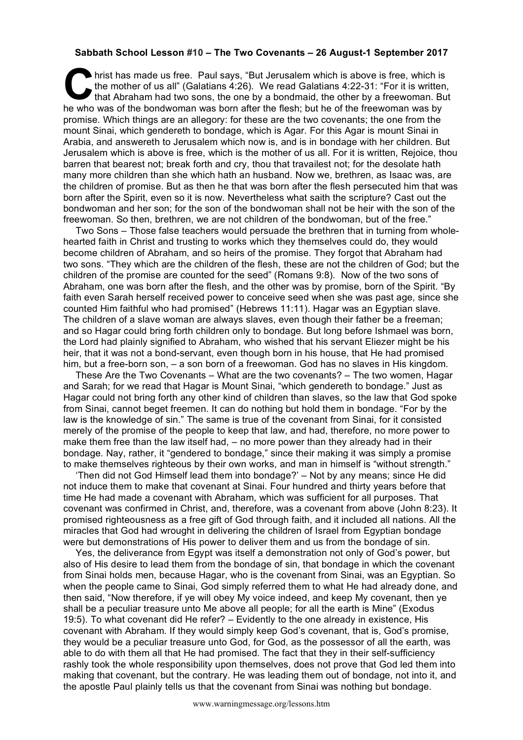**Sabbath School Lesson #10 – The Two Covenants – 26 August-1 September 2017**

Christ has made us free. Paul says, "But Jerusalem which is above is free, which is the mother of us all" (Galatians 4:26). We read Galatians 4:22-31: "For it is written, that Abraham had two sons, the one by a bondmaid, the other by a freewoman. But he who was of the bondwoman was born after the flesh; but he of the freewoman was by promise. Which things are an allegory: for these are the two covenants; the one from the mount Sinai, which gendereth to bondage, which is Agar. For this Agar is mount Sinai in Arabia, and answereth to Jerusalem which now is, and is in bondage with her children. But Jerusalem which is above is free, which is the mother of us all. For it is written, Rejoice, thou barren that bearest not; break forth and cry, thou that travailest not; for the desolate hath many more children than she which hath an husband. Now we, brethren, as Isaac was, are the children of promise. But as then he that was born after the flesh persecuted him that was born after the Spirit, even so it is now. Nevertheless what saith the scripture? Cast out the bondwoman and her son; for the son of the bondwoman shall not be heir with the son of the freewoman. So then, brethren, we are not children of the bondwoman, but of the free."

Two Sons – Those false teachers would persuade the brethren that in turning from whole-hearted faith in Christ and trusting to works which they themselves could do, they would become children of Abraham, and so heirs of the promise. They forgot that Abraham had two sons. "They which are the children of the flesh, these are not the children of God; but the children of the promise are counted for the seed" (Romans 9:8). Now of the two sons of Abraham, one was born after the flesh, and the other was by promise, born of the Spirit. "By faith even Sarah herself received power to conceive seed when she was past age, since she counted Him faithful who had promised" (Hebrews 11:11). Hagar was an Egyptian slave. The children of a slave woman are always slaves, even though their father be a freeman; and so Hagar could bring forth children only to bondage. But long before Ishmael was born, the Lord had plainly signified to Abraham, who wished that his servant Eliezer might be his heir, that it was not a bond-servant, even though born in his house, that He had promised him, but a free-born son, – a son born of a freewoman. God has no slaves in His kingdom.

These Are the Two Covenants – What are the two covenants? – The two women, Hagar and Sarah; for we read that Hagar is Mount Sinai, "which gendereth to bondage." Just as Hagar could not bring forth any other kind of children than slaves, so the law that God spoke from Sinai, cannot beget freemen. It can do nothing but hold them in bondage. "For by the law is the knowledge of sin." The same is true of the covenant from Sinai, for it consisted merely of the promise of the people to keep that law, and had, therefore, no more power to make them free than the law itself had, – no more power than they already had in their bondage. Nay, rather, it "gendered to bondage," since their making it was simply a promise to make themselves righteous by their own works, and man in himself is "without strength."

'Then did not God Himself lead them into bondage?' – Not by any means; since He did not induce them to make that covenant at Sinai. Four hundred and thirty years before that time He had made a covenant with Abraham, which was sufficient for all purposes. That covenant was confirmed in Christ, and, therefore, was a covenant from above (John 8:23). It promised righteousness as a free gift of God through faith, and it included all nations. All the miracles that God had wrought in delivering the children of Israel from Egyptian bondage were but demonstrations of His power to deliver them and us from the bondage of sin.

Yes, the deliverance from Egypt was itself a demonstration not only of God's power, but also of His desire to lead them from the bondage of sin, that bondage in which the covenant from Sinai holds men, because Hagar, who is the covenant from Sinai, was an Egyptian. So when the people came to Sinai, God simply referred them to what He had already done, and then said, "Now therefore, if ye will obey My voice indeed, and keep My covenant, then ye shall be a peculiar treasure unto Me above all people; for all the earth is Mine" (Exodus 19:5). To what covenant did He refer? – Evidently to the one already in existence, His covenant with Abraham. If they would simply keep God's covenant, that is, God's promise, they would be a peculiar treasure unto God, for God, as the possessor of all the earth, was able to do with them all that He had promised. The fact that they in their self-sufficiency rashly took the whole responsibility upon themselves, does not prove that God led them into making that covenant, but the contrary. He was leading them out of bondage, not into it, and the apostle Paul plainly tells us that the covenant from Sinai was nothing but bondage.

www.warningmessage.org/lessons.htm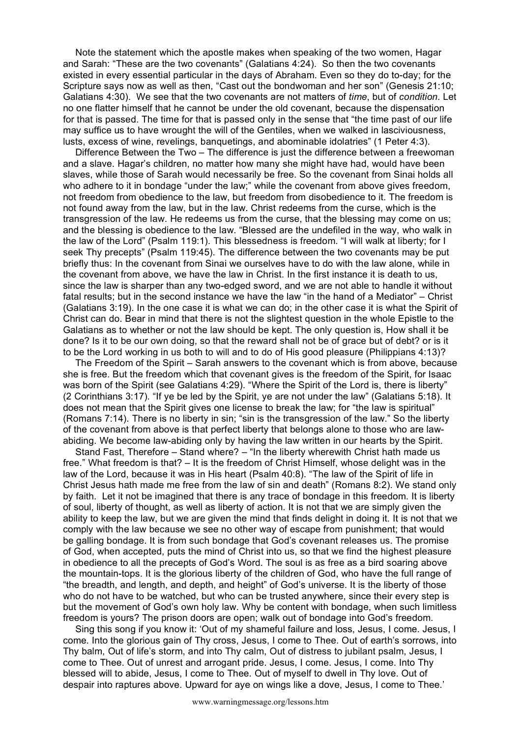Note the statement which the apostle makes when speaking of the two women, Hagar and Sarah: "These are the two covenants" (Galatians 4:24). So then the two covenants existed in every essential particular in the days of Abraham. Even so they do to-day; for the Scripture says now as well as then, "Cast out the bondwoman and her son" (Genesis 21:10; Galatians 4:30). We see that the two covenants are not matters of *time*, but of *condition*. Let no one flatter himself that he cannot be under the old covenant, because the dispensation for that is passed. The time for that is passed only in the sense that "the time past of our life may suffice us to have wrought the will of the Gentiles, when we walked in lasciviousness, lusts, excess of wine, revelings, banquetings, and abominable idolatries" (1 Peter 4:3).

Difference Between the Two – The difference is just the difference between a freewoman and a slave. Hagar's children, no matter how many she might have had, would have been slaves, while those of Sarah would necessarily be free. So the covenant from Sinai holds all who adhere to it in bondage "under the law;" while the covenant from above gives freedom, not freedom from obedience to the law, but freedom from disobedience to it. The freedom is not found away from the law, but in the law. Christ redeems from the curse, which is the transgression of the law. He redeems us from the curse, that the blessing may come on us; and the blessing is obedience to the law. "Blessed are the undefiled in the way, who walk in the law of the Lord" (Psalm 119:1). This blessedness is freedom. "I will walk at liberty; for I seek Thy precepts" (Psalm 119:45). The difference between the two covenants may be put briefly thus: In the covenant from Sinai we ourselves have to do with the law alone, while in the covenant from above, we have the law in Christ. In the first instance it is death to us, since the law is sharper than any two-edged sword, and we are not able to handle it without fatal results; but in the second instance we have the law "in the hand of a Mediator" – Christ (Galatians 3:19). In the one case it is what we can do; in the other case it is what the Spirit of Christ can do. Bear in mind that there is not the slightest question in the whole Epistle to the Galatians as to whether or not the law should be kept. The only question is, How shall it be done? Is it to be our own doing, so that the reward shall not be of grace but of debt? or is it to be the Lord working in us both to will and to do of His good pleasure (Philippians 4:13)?

The Freedom of the Spirit – Sarah answers to the covenant which is from above, because she is free. But the freedom which that covenant gives is the freedom of the Spirit, for Isaac was born of the Spirit (see Galatians 4:29). "Where the Spirit of the Lord is, there is liberty" (2 Corinthians 3:17). "If ye be led by the Spirit, ye are not under the law" (Galatians 5:18). It does not mean that the Spirit gives one license to break the law; for "the law is spiritual" (Romans 7:14). There is no liberty in sin; "sin is the transgression of the law." So the liberty of the covenant from above is that perfect liberty that belongs alone to those who are law-abiding. We become law-abiding only by having the law written in our hearts by the Spirit.

Stand Fast, Therefore – Stand where? – "In the liberty wherewith Christ hath made us free." What freedom is that? – It is the freedom of Christ Himself, whose delight was in the law of the Lord, because it was in His heart (Psalm 40:8). "The law of the Spirit of life in Christ Jesus hath made me free from the law of sin and death" (Romans 8:2). We stand only by faith. Let it not be imagined that there is any trace of bondage in this freedom. It is liberty of soul, liberty of thought, as well as liberty of action. It is not that we are simply given the ability to keep the law, but we are given the mind that finds delight in doing it. It is not that we comply with the law because we see no other way of escape from punishment; that would be galling bondage. It is from such bondage that God's covenant releases us. The promise of God, when accepted, puts the mind of Christ into us, so that we find the highest pleasure in obedience to all the precepts of God's Word. The soul is as free as a bird soaring above the mountain-tops. It is the glorious liberty of the children of God, who have the full range of "the breadth, and length, and depth, and height" of God's universe. It is the liberty of those who do not have to be watched, but who can be trusted anywhere, since their every step is but the movement of God's own holy law. Why be content with bondage, when such limitless freedom is yours? The prison doors are open; walk out of bondage into God's freedom.

Sing this song if you know it: 'Out of my shameful failure and loss, Jesus, I come. Jesus, I come. Into the glorious gain of Thy cross, Jesus, I come to Thee. Out of earth's sorrows, into Thy balm, Out of life's storm, and into Thy calm, Out of distress to jubilant psalm, Jesus, I come to Thee. Out of unrest and arrogant pride. Jesus, I come. Jesus, I come. Into Thy blessed will to abide, Jesus, I come to Thee. Out of myself to dwell in Thy love. Out of despair into raptures above. Upward for aye on wings like a dove, Jesus, I come to Thee.'